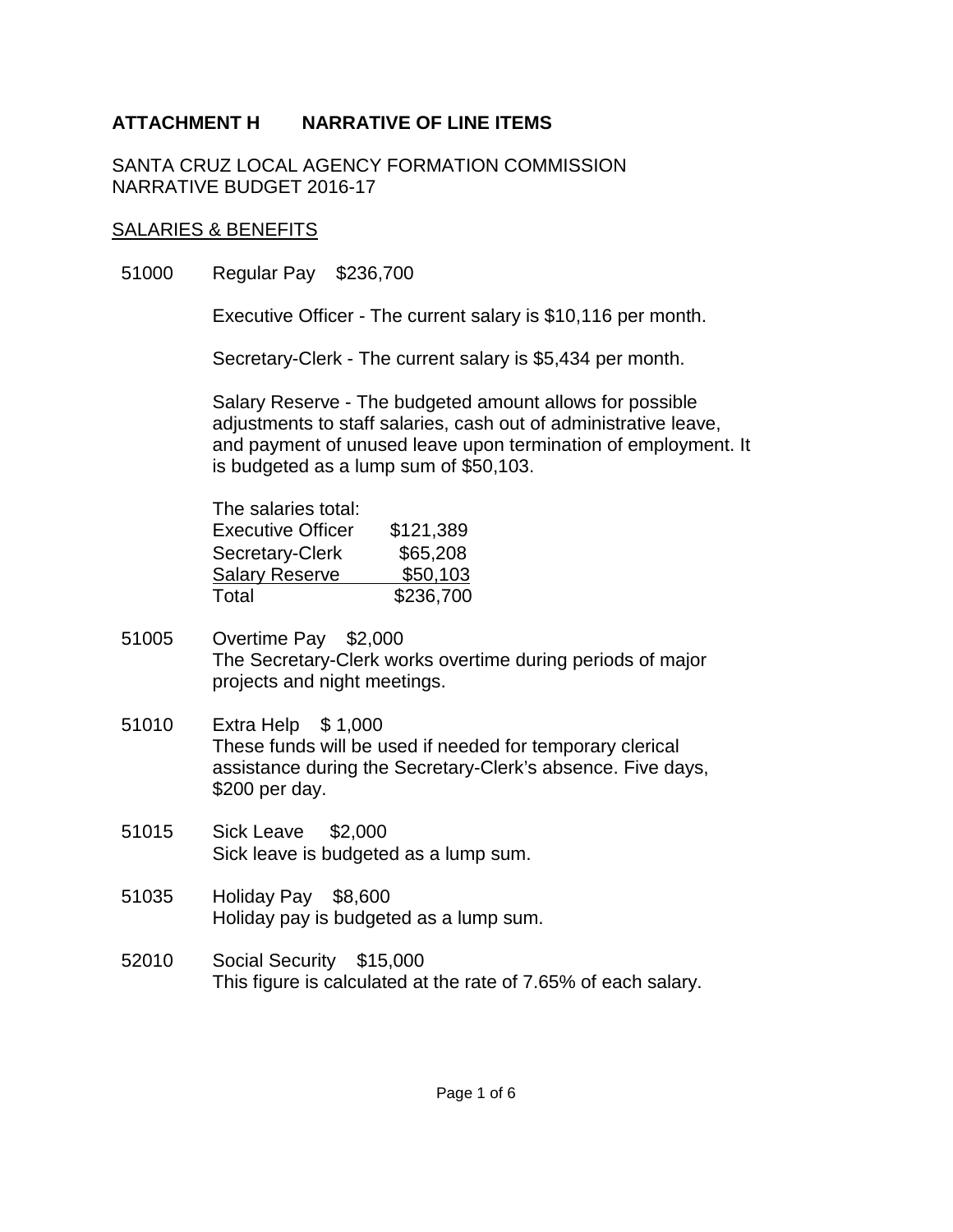**ATTACHMENT H NARRATIVE OF LINE ITEMS**

SANTA CRUZ LOCAL AGENCY FORMATION COMMISSION
NARRATIVE BUDGET 2016-17

SALARIES & BENEFITS

51000 Regular Pay $236,700

Executive Officer - The current salary is $10,116 per month.

Secretary-Clerk - The current salary is $5,434 per month.

Salary Reserve - The budgeted amount allows for possible adjustments to staff salaries, cash out of administrative leave, and payment of unused leave upon termination of employment. It is budgeted as a lump sum of $50,103.

The salaries total:

| | |
|---|---|
| Executive Officer | $121,389 |
| Secretary-Clerk | $65,208 |
| Salary Reserve | $50,103 |
| Total | $236,700 |

51005 Overtime Pay $2,000
The Secretary-Clerk works overtime during periods of major projects and night meetings.

51010 Extra Help $ 1,000
These funds will be used if needed for temporary clerical assistance during the Secretary-Clerk's absence. Five days, $200 per day.

51015 Sick Leave $2,000
Sick leave is budgeted as a lump sum.

51035 Holiday Pay $8,600
Holiday pay is budgeted as a lump sum.

52010 Social Security $15,000
This figure is calculated at the rate of 7.65% of each salary.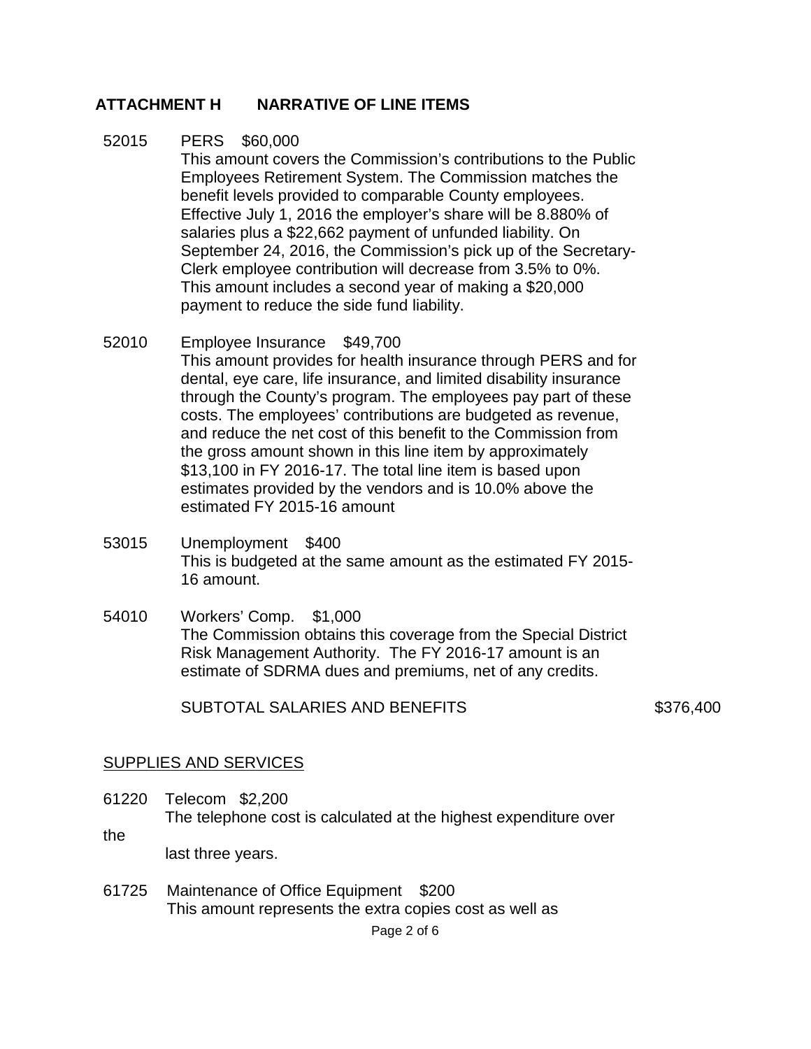## ATTACHMENT H NARRATIVE OF LINE ITEMS

52015 PERS $60,000

This amount covers the Commission's contributions to the Public Employees Retirement System. The Commission matches the benefit levels provided to comparable County employees. Effective July 1, 2016 the employer's share will be 8.880% of salaries plus a $22,662 payment of unfunded liability. On September 24, 2016, the Commission's pick up of the Secretary-Clerk employee contribution will decrease from 3.5% to 0%. This amount includes a second year of making a $20,000 payment to reduce the side fund liability.

52010 Employee Insurance $49,700

This amount provides for health insurance through PERS and for dental, eye care, life insurance, and limited disability insurance through the County's program. The employees pay part of these costs. The employees' contributions are budgeted as revenue, and reduce the net cost of this benefit to the Commission from the gross amount shown in this line item by approximately $13,100 in FY 2016-17. The total line item is based upon estimates provided by the vendors and is 10.0% above the estimated FY 2015-16 amount

53015 Unemployment $400

This is budgeted at the same amount as the estimated FY 2015-16 amount.

54010 Workers' Comp. $1,000

The Commission obtains this coverage from the Special District Risk Management Authority. The FY 2016-17 amount is an estimate of SDRMA dues and premiums, net of any credits.

SUBTOTAL SALARIES AND BENEFITS $376,400

SUPPLIES AND SERVICES

61220 Telecom $2,200

The telephone cost is calculated at the highest expenditure over the last three years.

61725 Maintenance of Office Equipment $200

This amount represents the extra copies cost as well as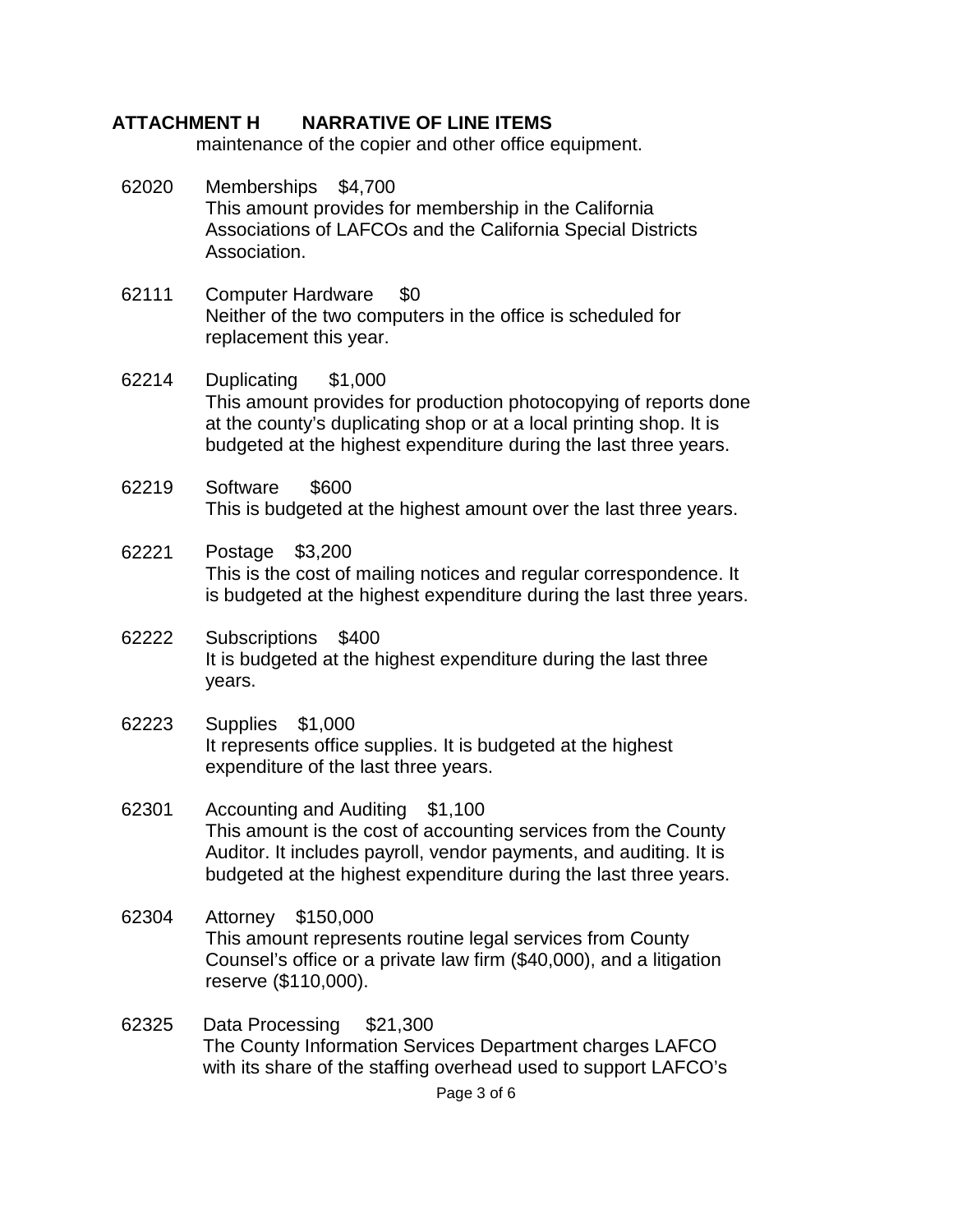**ATTACHMENT H NARRATIVE OF LINE ITEMS**

maintenance of the copier and other office equipment.

62020 Memberships $4,700
This amount provides for membership in the California Associations of LAFCOs and the California Special Districts Association.

62111 Computer Hardware $0
Neither of the two computers in the office is scheduled for replacement this year.

62214 Duplicating $1,000
This amount provides for production photocopying of reports done at the county's duplicating shop or at a local printing shop. It is budgeted at the highest expenditure during the last three years.

62219 Software $600
This is budgeted at the highest amount over the last three years.

62221 Postage $3,200
This is the cost of mailing notices and regular correspondence. It is budgeted at the highest expenditure during the last three years.

62222 Subscriptions $400
It is budgeted at the highest expenditure during the last three years.

62223 Supplies $1,000
It represents office supplies. It is budgeted at the highest expenditure of the last three years.

62301 Accounting and Auditing $1,100
This amount is the cost of accounting services from the County Auditor. It includes payroll, vendor payments, and auditing. It is budgeted at the highest expenditure during the last three years.

62304 Attorney $150,000
This amount represents routine legal services from County Counsel's office or a private law firm ($40,000), and a litigation reserve ($110,000).

62325 Data Processing $21,300
The County Information Services Department charges LAFCO with its share of the staffing overhead used to support LAFCO's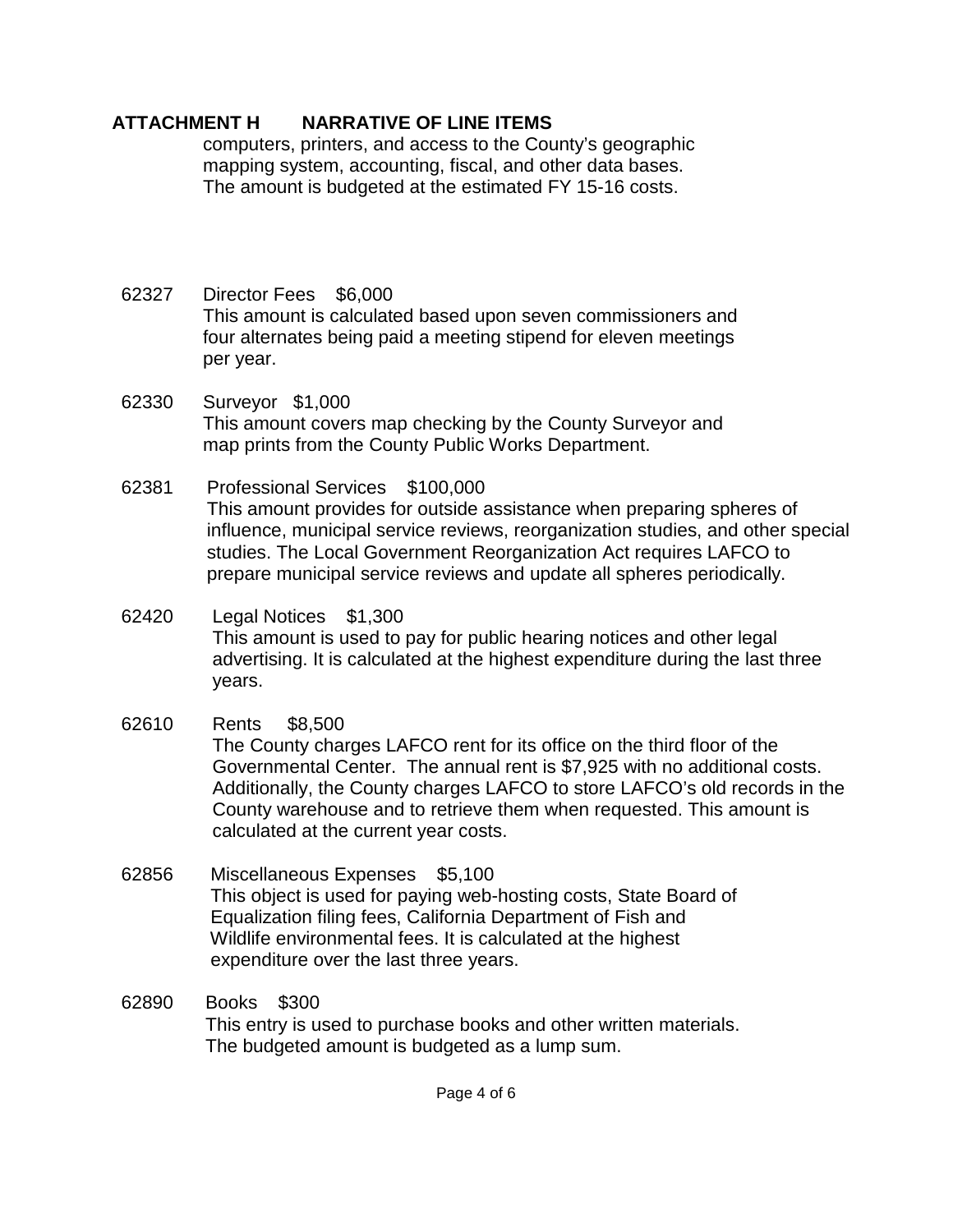## ATTACHMENT H NARRATIVE OF LINE ITEMS

computers, printers, and access to the County's geographic mapping system, accounting, fiscal, and other data bases. The amount is budgeted at the estimated FY 15-16 costs.

62327 Director Fees $6,000
This amount is calculated based upon seven commissioners and four alternates being paid a meeting stipend for eleven meetings per year.

62330 Surveyor $1,000
This amount covers map checking by the County Surveyor and map prints from the County Public Works Department.

62381 Professional Services $100,000
This amount provides for outside assistance when preparing spheres of influence, municipal service reviews, reorganization studies, and other special studies. The Local Government Reorganization Act requires LAFCO to prepare municipal service reviews and update all spheres periodically.

62420 Legal Notices $1,300
This amount is used to pay for public hearing notices and other legal advertising. It is calculated at the highest expenditure during the last three years.

62610 Rents $8,500
The County charges LAFCO rent for its office on the third floor of the Governmental Center. The annual rent is $7,925 with no additional costs. Additionally, the County charges LAFCO to store LAFCO's old records in the County warehouse and to retrieve them when requested. This amount is calculated at the current year costs.

62856 Miscellaneous Expenses $5,100
This object is used for paying web-hosting costs, State Board of Equalization filing fees, California Department of Fish and Wildlife environmental fees. It is calculated at the highest expenditure over the last three years.

62890 Books $300
This entry is used to purchase books and other written materials. The budgeted amount is budgeted as a lump sum.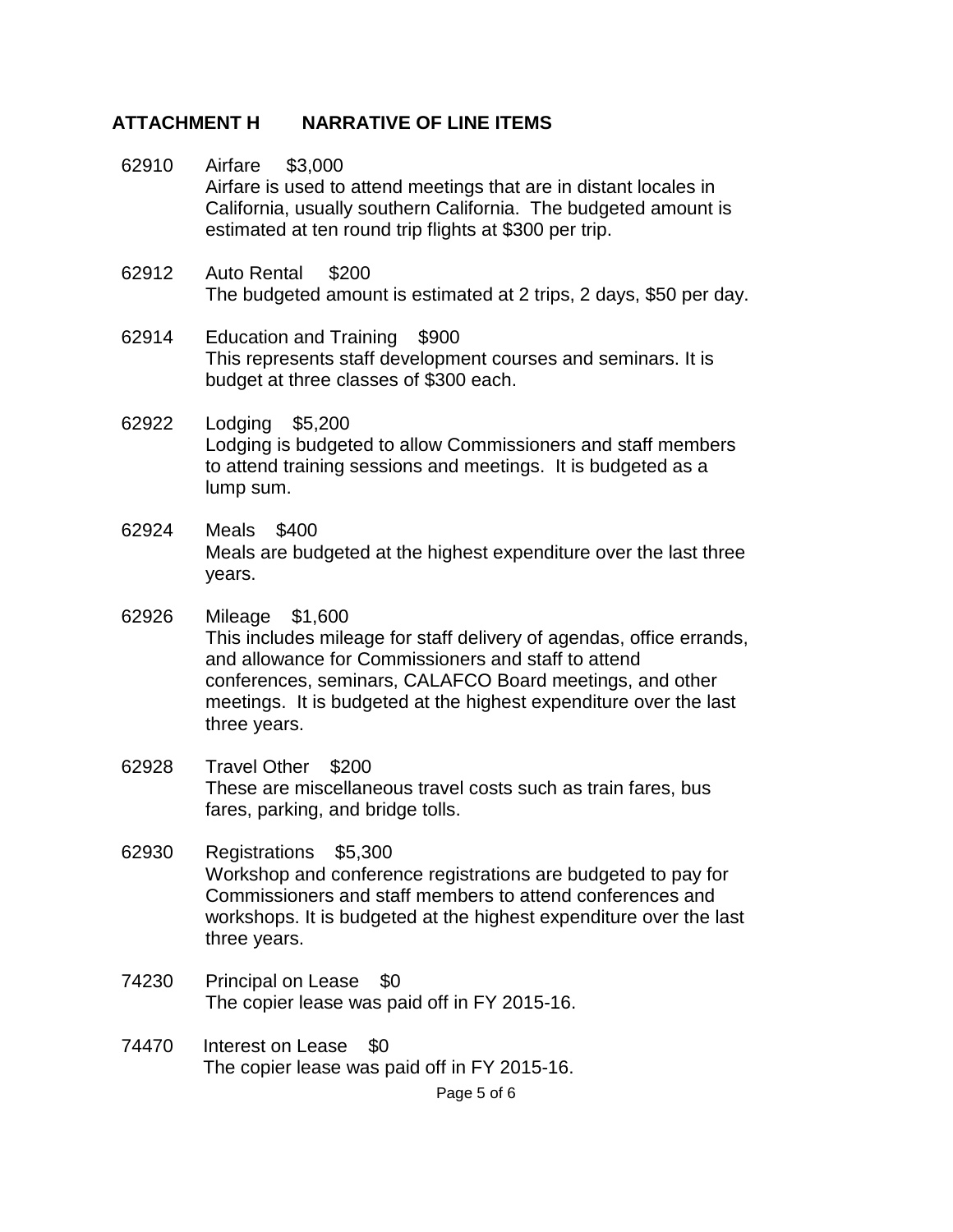## ATTACHMENT H NARRATIVE OF LINE ITEMS

62910 Airfare $3,000
Airfare is used to attend meetings that are in distant locales in California, usually southern California. The budgeted amount is estimated at ten round trip flights at $300 per trip.

62912 Auto Rental $200
The budgeted amount is estimated at 2 trips, 2 days, $50 per day.

62914 Education and Training $900
This represents staff development courses and seminars. It is budget at three classes of $300 each.

62922 Lodging $5,200
Lodging is budgeted to allow Commissioners and staff members to attend training sessions and meetings. It is budgeted as a lump sum.

62924 Meals $400
Meals are budgeted at the highest expenditure over the last three years.

62926 Mileage $1,600
This includes mileage for staff delivery of agendas, office errands, and allowance for Commissioners and staff to attend conferences, seminars, CALAFCO Board meetings, and other meetings. It is budgeted at the highest expenditure over the last three years.

62928 Travel Other $200
These are miscellaneous travel costs such as train fares, bus fares, parking, and bridge tolls.

62930 Registrations $5,300
Workshop and conference registrations are budgeted to pay for Commissioners and staff members to attend conferences and workshops. It is budgeted at the highest expenditure over the last three years.

74230 Principal on Lease $0
The copier lease was paid off in FY 2015-16.

74470 Interest on Lease $0
The copier lease was paid off in FY 2015-16.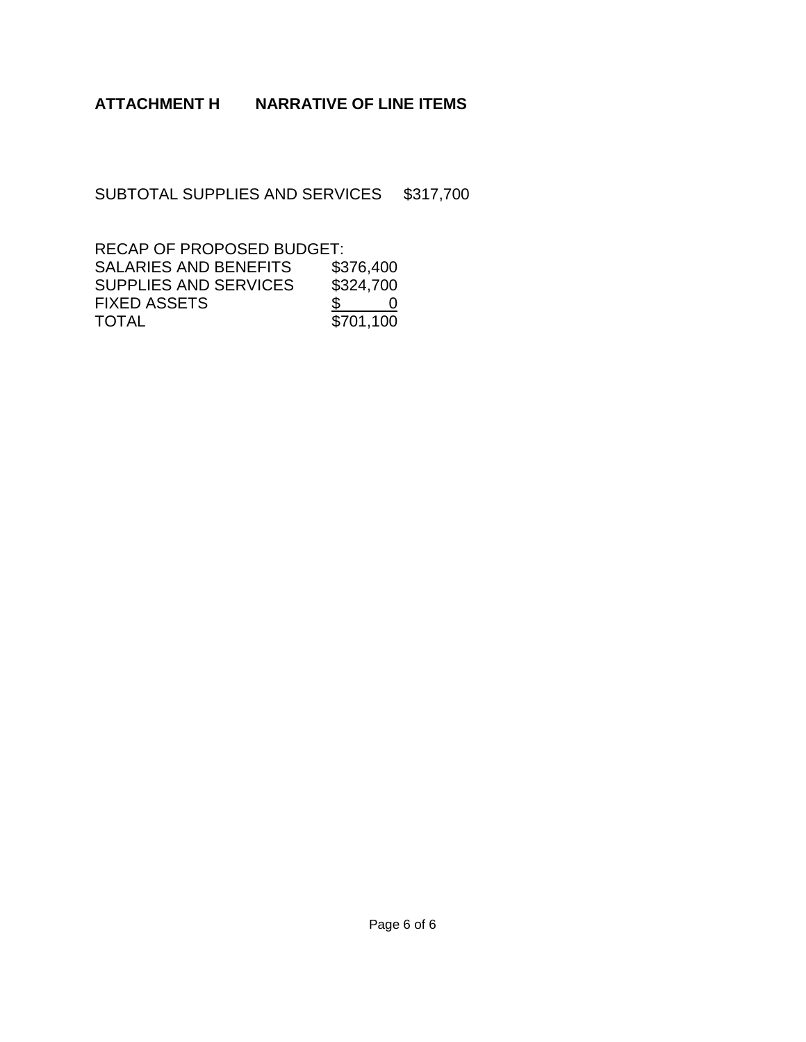## ATTACHMENT H NARRATIVE OF LINE ITEMS

SUBTOTAL SUPPLIES AND SERVICES $317,700

RECAP OF PROPOSED BUDGET:

| | |
|---|---|
| SALARIES AND BENEFITS | $376,400 |
| SUPPLIES AND SERVICES | $324,700 |
| FIXED ASSETS | $ 0 |
| TOTAL | $701,100 |